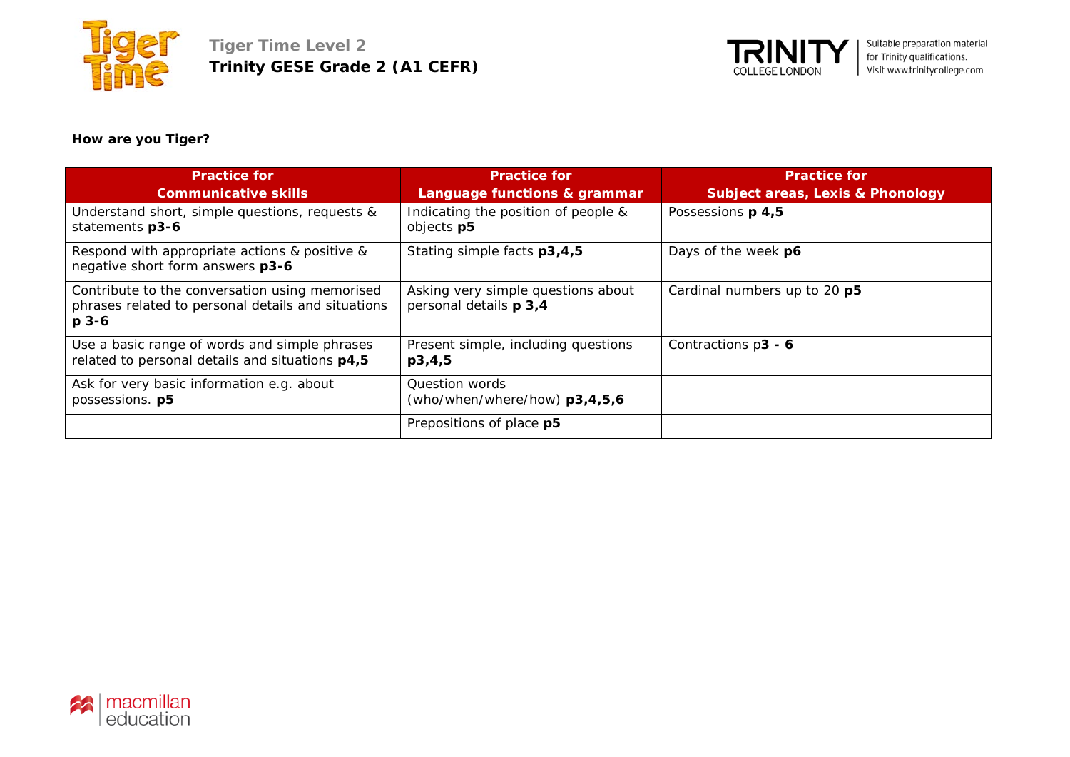**Tiger Time Level 2**
**Trinity GESE Grade 2 (A1 CEFR)**

Suitable preparation material for Trinity qualifications. Visit www.trinitycollege.com

**How are you Tiger?**

| Practice for Communicative skills | Practice for Language functions & grammar | Practice for Subject areas, Lexis & Phonology |
|---|---|---|
| Understand short, simple questions, requests & statements **p3-6** | Indicating the position of people & objects **p5** | Possessions **p 4,5** |
| Respond with appropriate actions & positive & negative short form answers **p3-6** | Stating simple facts **p3,4,5** | Days of the week **p6** |
| Contribute to the conversation using memorised phrases related to personal details and situations **p 3-6** | Asking very simple questions about personal details **p 3,4** | Cardinal numbers up to 20 **p5** |
| Use a basic range of words and simple phrases related to personal details and situations **p4,5** | Present simple, including questions **p3,4,5** | Contractions p**3 - 6** |
| Ask for very basic information e.g. about possessions. **p5** | Question words (who/when/where/how) **p3,4,5,6** | |
| | Prepositions of place **p5** | |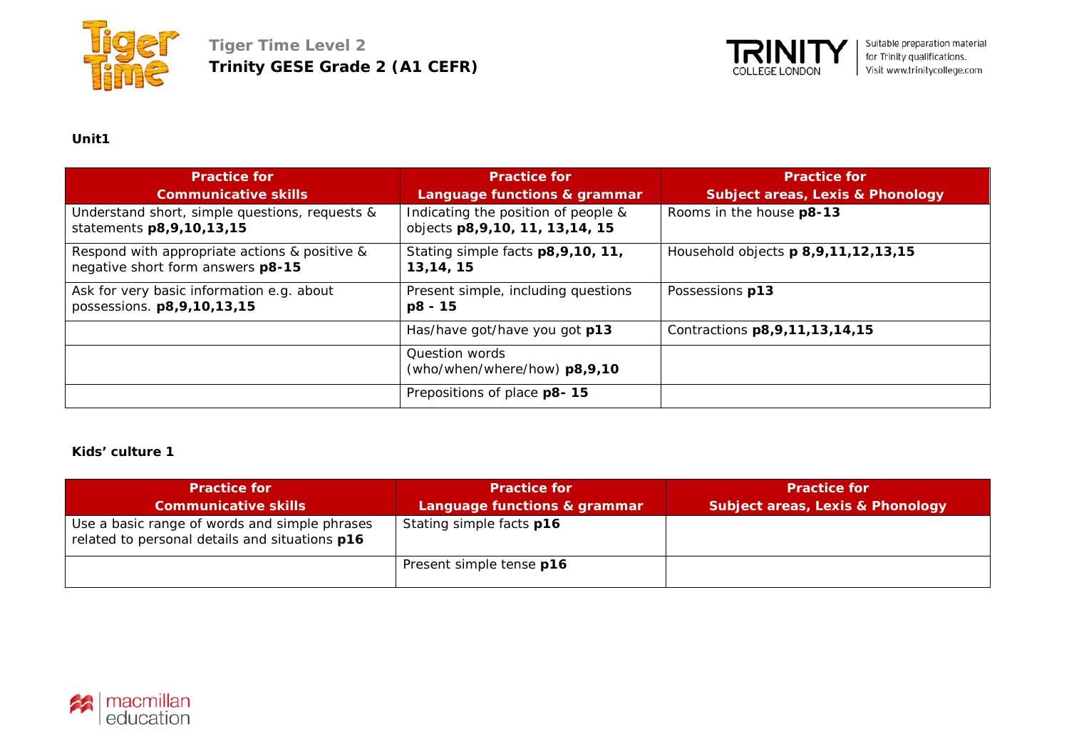**Tiger Time Level 2**
**Trinity GESE Grade 2 (A1 CEFR)**

Suitable preparation material for Trinity qualifications. Visit www.trinitycollege.com

**Unit1**

| Practice for Communicative skills | Practice for Language functions & grammar | Practice for Subject areas, Lexis & Phonology |
|---|---|---|
| Understand short, simple questions, requests & statements **p8,9,10,13,15** | Indicating the position of people & objects **p8,9,10, 11, 13,14, 15** | Rooms in the house **p8-13** |
| Respond with appropriate actions & positive & negative short form answers **p8-15** | Stating simple facts **p8,9,10, 11, 13,14, 15** | Household objects **p 8,9,11,12,13,15** |
| Ask for very basic information e.g. about possessions. **p8,9,10,13,15** | Present simple, including questions **p8 - 15** | Possessions **p13** |
| | Has/have got/have you got **p13** | Contractions **p8,9,11,13,14,15** |
| | Question words (who/when/where/how) **p8,9,10** | |
| | Prepositions of place **p8- 15** | |

**Kids' culture 1**

| Practice for Communicative skills | Practice for Language functions & grammar | Practice for Subject areas, Lexis & Phonology |
|---|---|---|
| Use a basic range of words and simple phrases related to personal details and situations **p16** | Stating simple facts **p16** | |
| | Present simple tense **p16** | |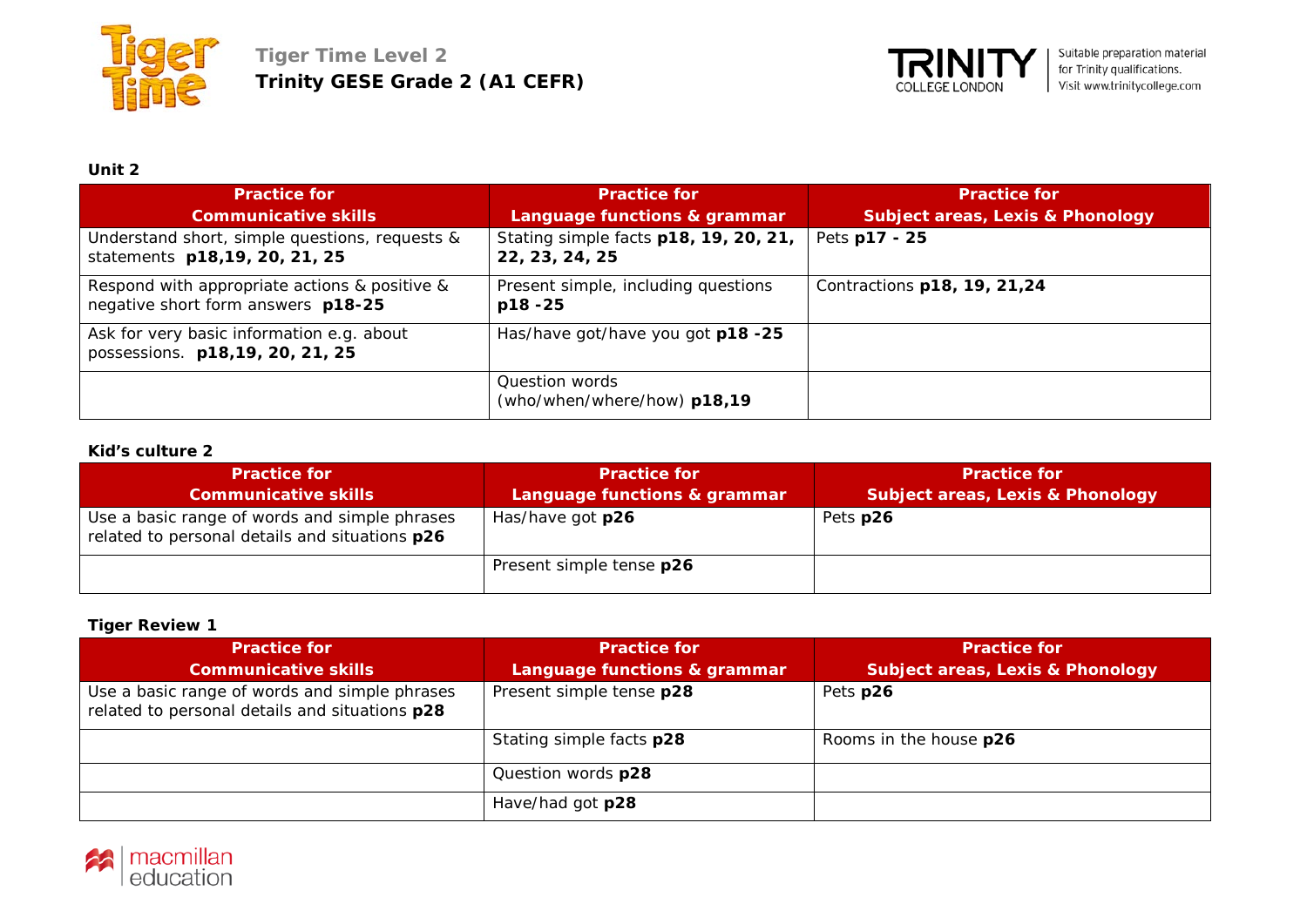**Tiger Time Level 2**
**Trinity GESE Grade 2 (A1 CEFR)**

Suitable preparation material for Trinity qualifications. Visit www.trinitycollege.com

### Unit 2

| Practice for Communicative skills | Practice for Language functions & grammar | Practice for Subject areas, Lexis & Phonology |
|---|---|---|
| Understand short, simple questions, requests & statements **p18,19, 20, 21, 25** | Stating simple facts **p18, 19, 20, 21, 22, 23, 24, 25** | Pets **p17 - 25** |
| Respond with appropriate actions & positive & negative short form answers **p18-25** | Present simple, including questions **p18 -25** | Contractions **p18, 19, 21,24** |
| Ask for very basic information e.g. about possessions. **p18,19, 20, 21, 25** | Has/have got/have you got **p18 -25** | |
| | Question words (who/when/where/how) **p18,19** | |

### Kid's culture 2

| Practice for Communicative skills | Practice for Language functions & grammar | Practice for Subject areas, Lexis & Phonology |
|---|---|---|
| Use a basic range of words and simple phrases related to personal details and situations **p26** | Has/have got **p26** | Pets **p26** |
| | Present simple tense **p26** | |

### Tiger Review 1

| Practice for Communicative skills | Practice for Language functions & grammar | Practice for Subject areas, Lexis & Phonology |
|---|---|---|
| Use a basic range of words and simple phrases related to personal details and situations **p28** | Present simple tense **p28** | Pets **p26** |
| | Stating simple facts **p28** | Rooms in the house **p26** |
| | Question words **p28** | |
| | Have/had got **p28** | |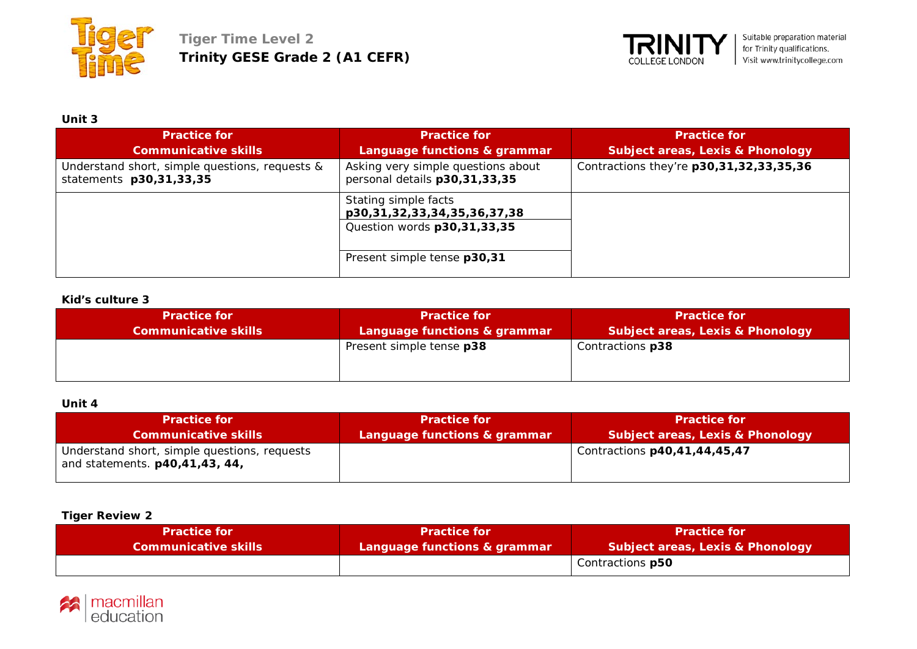**Tiger Time Level 2**
**Trinity GESE Grade 2 (A1 CEFR)**

Suitable preparation material for Trinity qualifications. Visit www.trinitycollege.com

**Unit 3**

| Practice for Communicative skills | Practice for Language functions & grammar | Practice for Subject areas, Lexis & Phonology |
|---|---|---|
| Understand short, simple questions, requests & statements **p30,31,33,35** | Asking very simple questions about personal details **p30,31,33,35** | Contractions they're **p30,31,32,33,35,36** |
| | Stating simple facts **p30,31,32,33,34,35,36,37,38** | |
| | Question words **p30,31,33,35** | |
| | Present simple tense **p30,31** | |

**Kid's culture 3**

| Practice for Communicative skills | Practice for Language functions & grammar | Practice for Subject areas, Lexis & Phonology |
|---|---|---|
| | Present simple tense **p38** | Contractions **p38** |

**Unit 4**

| Practice for Communicative skills | Practice for Language functions & grammar | Practice for Subject areas, Lexis & Phonology |
|---|---|---|
| Understand short, simple questions, requests and statements. **p40,41,43, 44,** | | Contractions **p40,41,44,45,47** |

**Tiger Review 2**

| Practice for Communicative skills | Practice for Language functions & grammar | Practice for Subject areas, Lexis & Phonology |
|---|---|---|
| | | Contractions **p50** |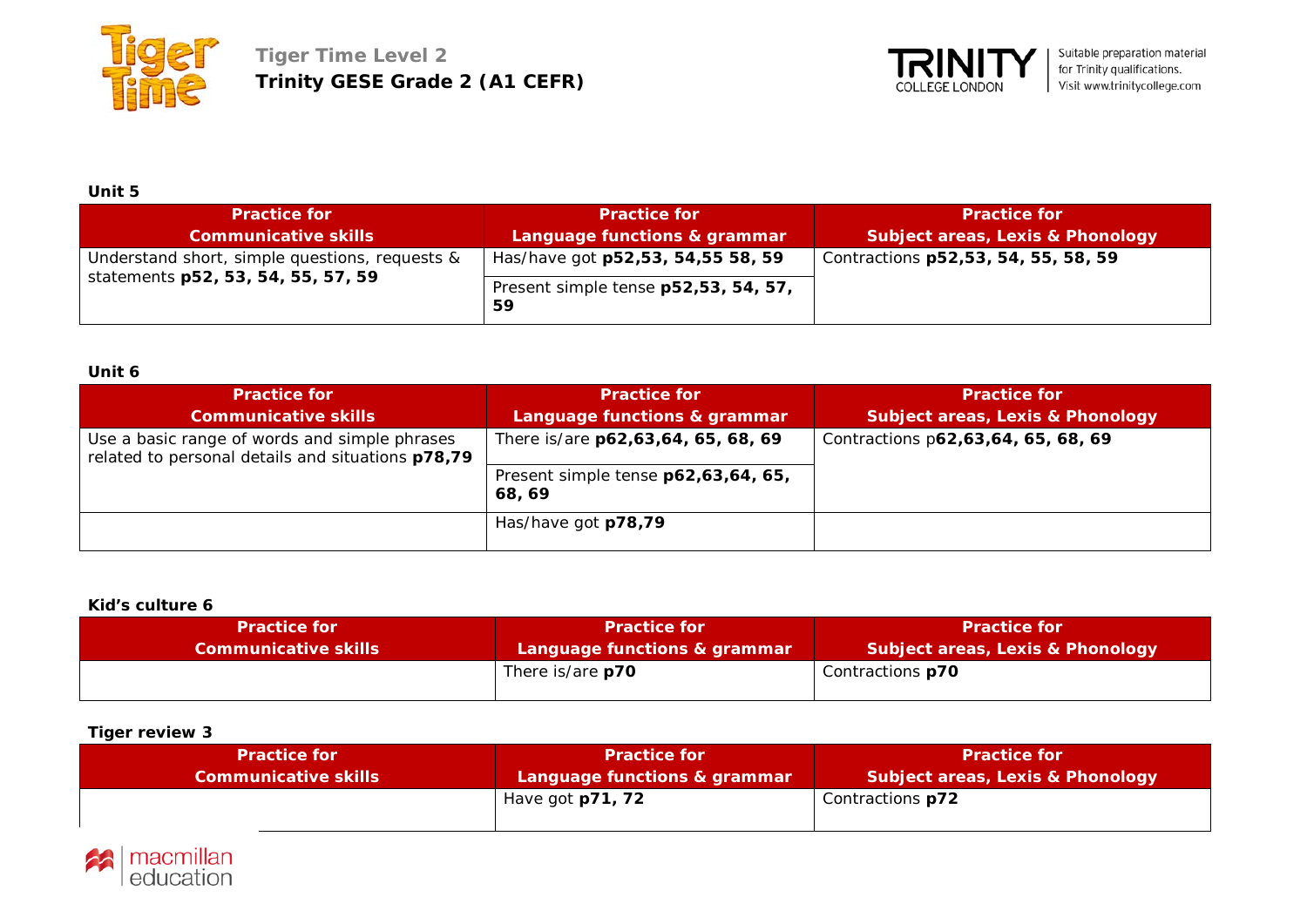**Tiger Time Level 2**
**Trinity GESE Grade 2 (A1 CEFR)**

Suitable preparation material for Trinity qualifications. Visit www.trinitycollege.com

**Unit 5**

| Practice for Communicative skills | Practice for Language functions & grammar | Practice for Subject areas, Lexis & Phonology |
|---|---|---|
| Understand short, simple questions, requests & statements **p52, 53, 54, 55, 57, 59** | Has/have got **p52,53, 54,55 58, 59** | Contractions **p52,53, 54, 55, 58, 59** |
| | Present simple tense **p52,53, 54, 57, 59** | |

**Unit 6**

| Practice for Communicative skills | Practice for Language functions & grammar | Practice for Subject areas, Lexis & Phonology |
|---|---|---|
| Use a basic range of words and simple phrases related to personal details and situations **p78,79** | There is/are **p62,63,64, 65, 68, 69** | Contractions p**62,63,64, 65, 68, 69** |
| | Present simple tense **p62,63,64, 65, 68, 69** | |
| | Has/have got **p78,79** | |

**Kid's culture 6**

| Practice for Communicative skills | Practice for Language functions & grammar | Practice for Subject areas, Lexis & Phonology |
|---|---|---|
| | There is/are **p70** | Contractions **p70** |

**Tiger review 3**

| Practice for Communicative skills | Practice for Language functions & grammar | Practice for Subject areas, Lexis & Phonology |
|---|---|---|
| | Have got **p71, 72** | Contractions **p72** |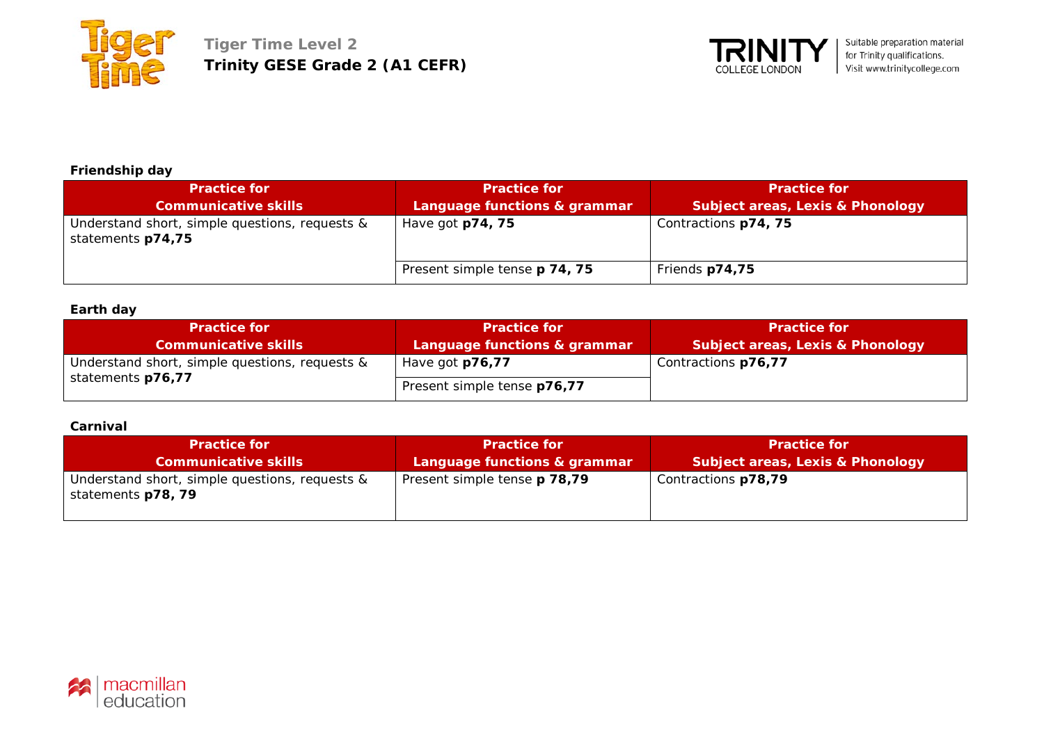**Friendship day**

| Practice for Communicative skills | Practice for Language functions & grammar | Practice for Subject areas, Lexis & Phonology |
|---|---|---|
| Understand short, simple questions, requests & statements **p74,75** | Have got **p74, 75** | Contractions **p74, 75** |
| | Present simple tense **p 74, 75** | Friends **p74,75** |

**Earth day**

| Practice for Communicative skills | Practice for Language functions & grammar | Practice for Subject areas, Lexis & Phonology |
|---|---|---|
| Understand short, simple questions, requests & statements **p76,77** | Have got **p76,77** | Contractions **p76,77** |
| | Present simple tense **p76,77** | |

**Carnival**

| Practice for Communicative skills | Practice for Language functions & grammar | Practice for Subject areas, Lexis & Phonology |
|---|---|---|
| Understand short, simple questions, requests & statements **p78, 79** | Present simple tense **p 78,79** | Contractions **p78,79** |